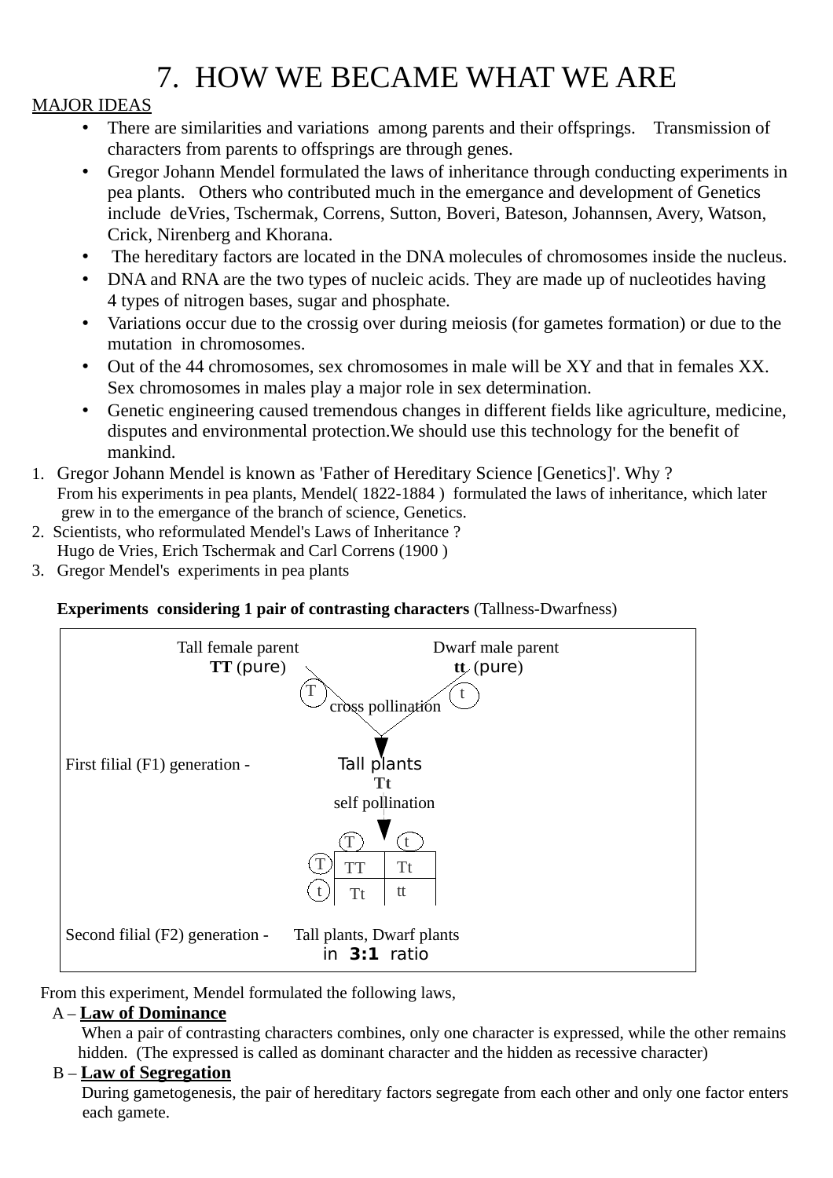# 7. HOW WE BECAME WHAT WE ARE

MAJOR IDEAS

- There are similarities and variations among parents and their offsprings. Transmission of characters from parents to offsprings are through genes.
- Gregor Johann Mendel formulated the laws of inheritance through conducting experiments in pea plants. Others who contributed much in the emergance and development of Genetics include deVries, Tschermak, Correns, Sutton, Boveri, Bateson, Johannsen, Avery, Watson, Crick, Nirenberg and Khorana.
- The hereditary factors are located in the DNA molecules of chromosomes inside the nucleus.
- DNA and RNA are the two types of nucleic acids. They are made up of nucleotides having 4 types of nitrogen bases, sugar and phosphate.
- Variations occur due to the crossig over during meiosis (for gametes formation) or due to the mutation in chromosomes.
- Out of the 44 chromosomes, sex chromosomes in male will be XY and that in females XX. Sex chromosomes in males play a major role in sex determination.
- Genetic engineering caused tremendous changes in different fields like agriculture, medicine, disputes and environmental protection.We should use this technology for the benefit of mankind.

1. Gregor Johann Mendel is known as 'Father of Hereditary Science [Genetics]'. Why ?
   From his experiments in pea plants, Mendel( 1822-1884 ) formulated the laws of inheritance, which later grew in to the emergance of the branch of science, Genetics.
2. Scientists, who reformulated Mendel's Laws of Inheritance ?
   Hugo de Vries, Erich Tschermak and Carl Correns (1900 )
3. Gregor Mendel's experiments in pea plants

**Experiments considering 1 pair of contrasting characters** (Tallness-Dwarfness)

Tall female parent **TT** (pure) — Dwarf male parent **tt** (pure)

Gametes: T, t — cross pollination

First filial (F1) generation - Tall plants **Tt**

self pollination

| | T | t |
|---|---|---|
| **T** | TT | Tt |
| **t** | Tt | tt |

Second filial (F2) generation - Tall plants, Dwarf plants in **3:1** ratio

From this experiment, Mendel formulated the following laws,

A – **Law of Dominance**

When a pair of contrasting characters combines, only one character is expressed, while the other remains hidden. (The expressed is called as dominant character and the hidden as recessive character)

B – **Law of Segregation**

During gametogenesis, the pair of hereditary factors segregate from each other and only one factor enters each gamete.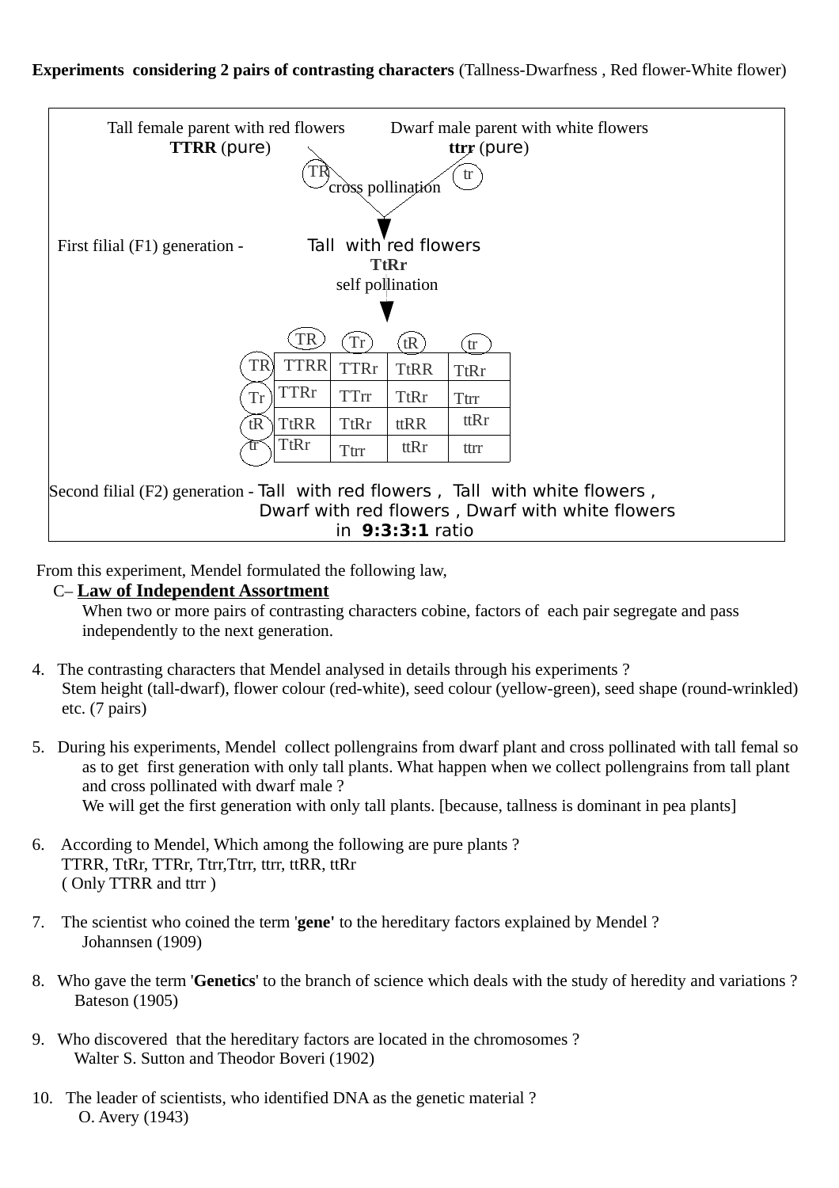**Experiments considering 2 pairs of contrasting characters** (Tallness-Dwarfness , Red flower-White flower)

Tall female parent with red flowers — **TTRR** (pure)

Dwarf male parent with white flowers — **ttrr** (pure)

TR ✕ tr — cross pollination

First filial (F1) generation - Tall with red flowers
**TtRr**

self pollination

| | TR | Tr | tR | tr |
|---|---|---|---|---|
| **TR** | TTRR | TTRr | TtRR | TtRr |
| **Tr** | TTRr | TTrr | TtRr | Ttrr |
| **tR** | TtRR | TtRr | ttRR | ttRr |
| **tr** | TtRr | Ttrr | ttRr | ttrr |

Second filial (F2) generation - Tall with red flowers , Tall with white flowers , Dwarf with red flowers , Dwarf with white flowers in **9:3:3:1** ratio

From this experiment, Mendel formulated the following law,

C– **Law of Independent Assortment**

When two or more pairs of contrasting characters cobine, factors of each pair segregate and pass independently to the next generation.

4. The contrasting characters that Mendel analysed in details through his experiments ?
   Stem height (tall-dwarf), flower colour (red-white), seed colour (yellow-green), seed shape (round-wrinkled) etc. (7 pairs)

5. During his experiments, Mendel collect pollengrains from dwarf plant and cross pollinated with tall femal so as to get first generation with only tall plants. What happen when we collect pollengrains from tall plant and cross pollinated with dwarf male ?
   We will get the first generation with only tall plants. [because, tallness is dominant in pea plants]

6. According to Mendel, Which among the following are pure plants ?
   TTRR, TtRr, TTRr, Ttrr,Ttrr, ttrr, ttRR, ttRr
   ( Only TTRR and ttrr )

7. The scientist who coined the term '**gene**' to the hereditary factors explained by Mendel ?
   Johannsen (1909)

8. Who gave the term '**Genetics**' to the branch of science which deals with the study of heredity and variations ?
   Bateson (1905)

9. Who discovered that the hereditary factors are located in the chromosomes ?
   Walter S. Sutton and Theodor Boveri (1902)

10. The leader of scientists, who identified DNA as the genetic material ?
    O. Avery (1943)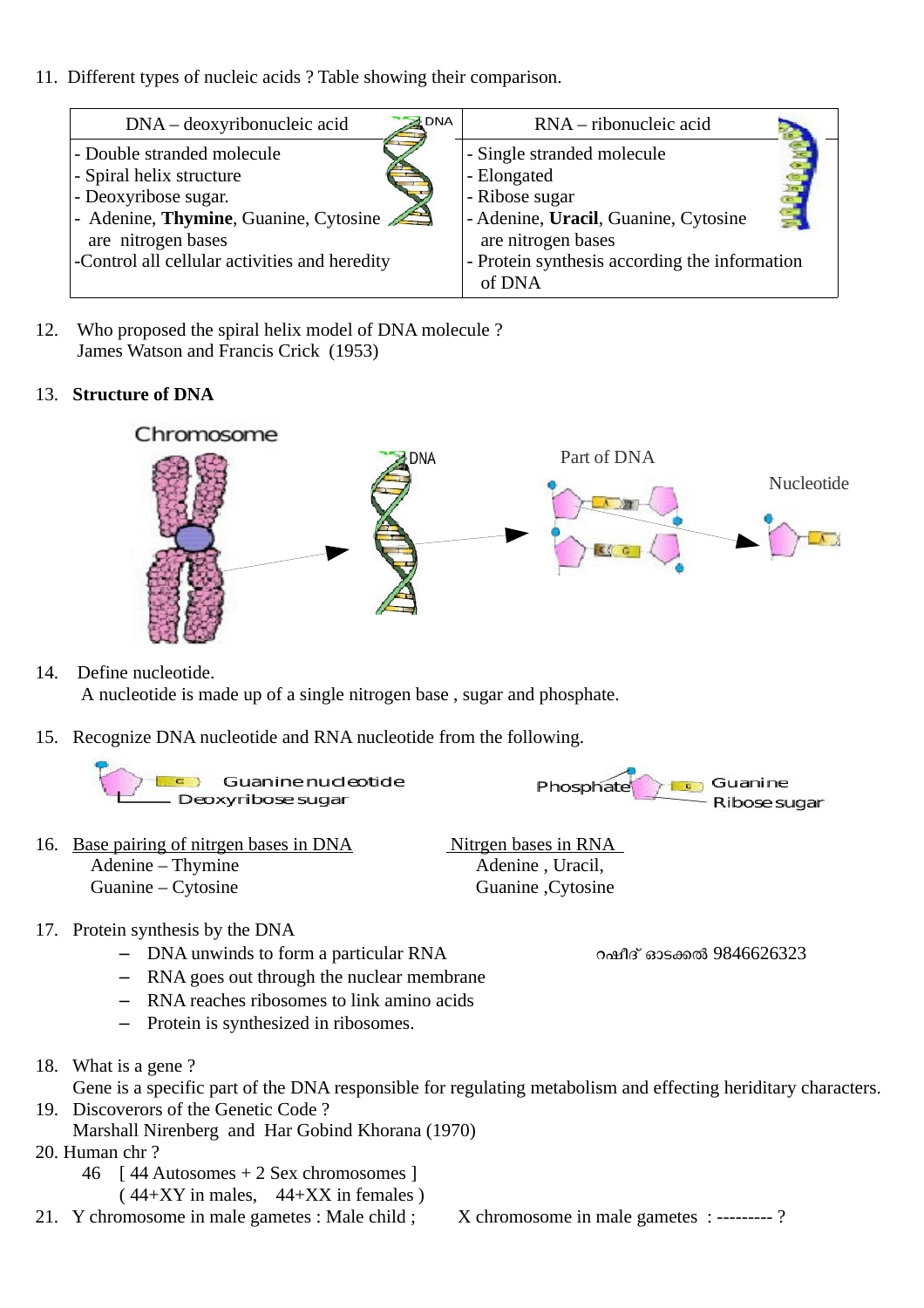11. Different types of nucleic acids ? Table showing their comparison.

| DNA – deoxyribonucleic acid | RNA – ribonucleic acid |
|---|---|
| - Double stranded molecule<br>- Spiral helix structure<br>- Deoxyribose sugar.<br>- Adenine, **Thymine**, Guanine, Cytosine are nitrogen bases<br>-Control all cellular activities and heredity | - Single stranded molecule<br>- Elongated<br>- Ribose sugar<br>- Adenine, **Uracil**, Guanine, Cytosine are nitrogen bases<br>- Protein synthesis according the information of DNA |

12. Who proposed the spiral helix model of DNA molecule ?
    James Watson and Francis Crick (1953)

13. **Structure of DNA**

Chromosome → DNA → Part of DNA → Nucleotide

14. Define nucleotide.
    A nucleotide is made up of a single nitrogen base , sugar and phosphate.

15. Recognize DNA nucleotide and RNA nucleotide from the following.

Guanine nucleotide, Deoxyribose sugar &nbsp;&nbsp;&nbsp;&nbsp; Phosphate, Guanine, Ribose sugar

16. <u>Base pairing of nitrgen bases in DNA</u>
    Adenine – Thymine
    Guanine – Cytosine

    <u>Nitrgen bases in RNA</u>
    Adenine , Uracil,
    Guanine ,Cytosine

17. Protein synthesis by the DNA
    - DNA unwinds to form a particular RNA
    - RNA goes out through the nuclear membrane
    - RNA reaches ribosomes to link amino acids
    - Protein is synthesized in ribosomes.

റഷീദ് ഓടക്കൽ 9846626323

18. What is a gene ?
    Gene is a specific part of the DNA responsible for regulating metabolism and effecting heriditary characters.
19. Discoverors of the Genetic Code ?
    Marshall Nirenberg and Har Gobind Khorana (1970)
20. Human chr ?
    46 [ 44 Autosomes + 2 Sex chromosomes ]
    ( 44+XY in males, 44+XX in females )
21. Y chromosome in male gametes : Male child ; X chromosome in male gametes : --------- ?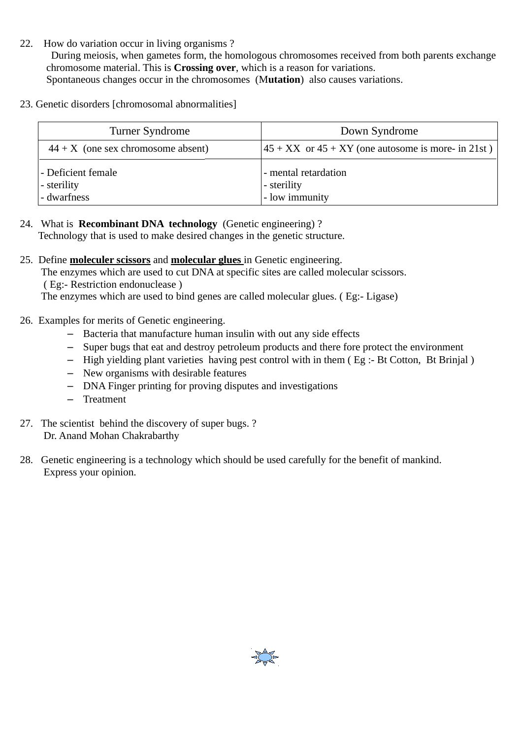22. How do variation occur in living organisms ?

    During meiosis, when gametes form, the homologous chromosomes received from both parents exchange chromosome material. This is **Crossing over**, which is a reason for variations.

    Spontaneous changes occur in the chromosomes (M**utation**) also causes variations.

23. Genetic disorders [chromosomal abnormalities]

| Turner Syndrome | Down Syndrome |
|---|---|
| 44 + X (one sex chromosome absent) | 45 + XX or 45 + XY (one autosome is more- in 21st ) |
| - Deficient female<br>- sterility<br>- dwarfness | - mental retardation<br>- sterility<br>- low immunity |

24. What is **Recombinant DNA technology** (Genetic engineering) ?

    Technology that is used to make desired changes in the genetic structure.

25. Define **moleculer scissors** and **molecular glues** in Genetic engineering.

    The enzymes which are used to cut DNA at specific sites are called molecular scissors.
    ( Eg:- Restriction endonuclease )

    The enzymes which are used to bind genes are called molecular glues. ( Eg:- Ligase)

26. Examples for merits of Genetic engineering.
    - Bacteria that manufacture human insulin with out any side effects
    - Super bugs that eat and destroy petroleum products and there fore protect the environment
    - High yielding plant varieties having pest control with in them ( Eg :- Bt Cotton, Bt Brinjal )
    - New organisms with desirable features
    - DNA Finger printing for proving disputes and investigations
    - Treatment

27. The scientist behind the discovery of super bugs. ?

    Dr. Anand Mohan Chakrabarthy

28. Genetic engineering is a technology which should be used carefully for the benefit of mankind.
    Express your opinion.